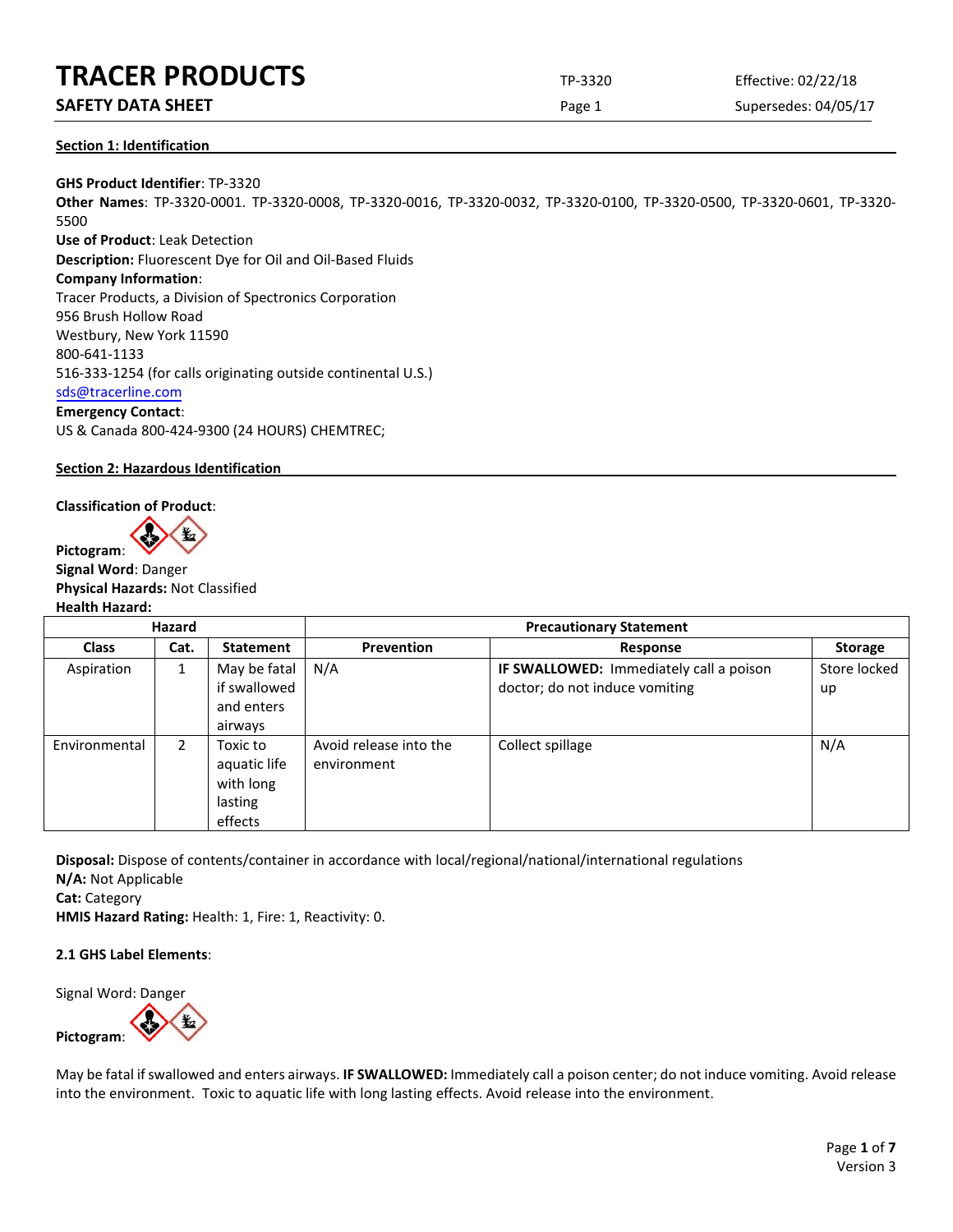**TRACER PRODUCTS** TP-3320 Effective: 02/22/18

**SAFETY DATA SHEET** Page 1 Supersedes: 04/05/17

## Section 1: Identification

**GHS Product Identifier**: TP-3320
**Other Names**: TP-3320-0001. TP-3320-0008, TP-3320-0016, TP-3320-0032, TP-3320-0100, TP-3320-0500, TP-3320-0601, TP-3320-5500
**Use of Product**: Leak Detection
**Description:** Fluorescent Dye for Oil and Oil-Based Fluids
**Company Information**:
Tracer Products, a Division of Spectronics Corporation
956 Brush Hollow Road
Westbury, New York 11590
800-641-1133
516-333-1254 (for calls originating outside continental U.S.)
sds@tracerline.com
**Emergency Contact**:
US & Canada 800-424-9300 (24 HOURS) CHEMTREC;

## Section 2: Hazardous Identification

**Classification of Product**:

**Pictogram**:
**Signal Word**: Danger
**Physical Hazards:** Not Classified
**Health Hazard:**

| Hazard | | | Precautionary Statement | | |
|---|---|---|---|---|---|
| **Class** | **Cat.** | **Statement** | **Prevention** | **Response** | **Storage** |
| Aspiration | 1 | May be fatal if swallowed and enters airways | N/A | **IF SWALLOWED:** Immediately call a poison doctor; do not induce vomiting | Store locked up |
| Environmental | 2 | Toxic to aquatic life with long lasting effects | Avoid release into the environment | Collect spillage | N/A |

**Disposal:** Dispose of contents/container in accordance with local/regional/national/international regulations
**N/A:** Not Applicable
**Cat:** Category
**HMIS Hazard Rating:** Health: 1, Fire: 1, Reactivity: 0.

### 2.1 GHS Label Elements:

Signal Word: Danger

**Pictogram**:

May be fatal if swallowed and enters airways. **IF SWALLOWED:** Immediately call a poison center; do not induce vomiting. Avoid release into the environment. Toxic to aquatic life with long lasting effects. Avoid release into the environment.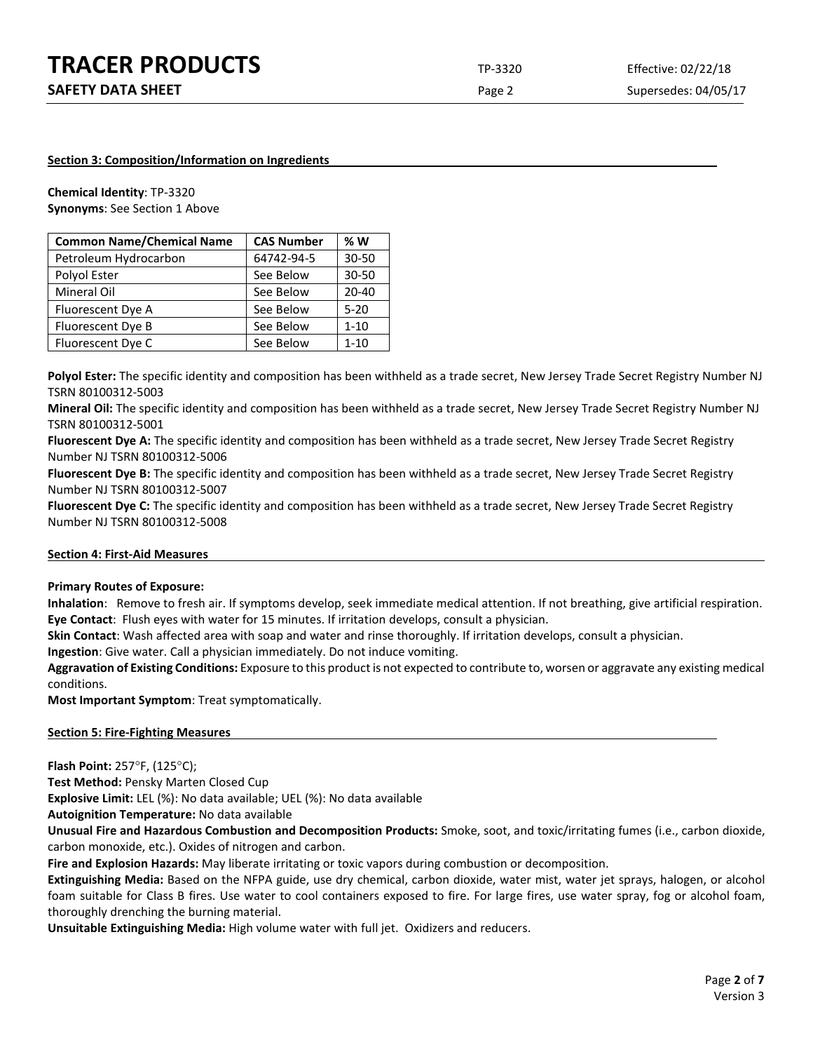**Section 3: Composition/Information on Ingredients**

**Chemical Identity**: TP-3320
**Synonyms**: See Section 1 Above

| Common Name/Chemical Name | CAS Number | % W |
|---|---|---|
| Petroleum Hydrocarbon | 64742-94-5 | 30-50 |
| Polyol Ester | See Below | 30-50 |
| Mineral Oil | See Below | 20-40 |
| Fluorescent Dye A | See Below | 5-20 |
| Fluorescent Dye B | See Below | 1-10 |
| Fluorescent Dye C | See Below | 1-10 |

**Polyol Ester:** The specific identity and composition has been withheld as a trade secret, New Jersey Trade Secret Registry Number NJ TSRN 80100312-5003

**Mineral Oil:** The specific identity and composition has been withheld as a trade secret, New Jersey Trade Secret Registry Number NJ TSRN 80100312-5001

**Fluorescent Dye A:** The specific identity and composition has been withheld as a trade secret, New Jersey Trade Secret Registry Number NJ TSRN 80100312-5006

**Fluorescent Dye B:** The specific identity and composition has been withheld as a trade secret, New Jersey Trade Secret Registry Number NJ TSRN 80100312-5007

**Fluorescent Dye C:** The specific identity and composition has been withheld as a trade secret, New Jersey Trade Secret Registry Number NJ TSRN 80100312-5008

**Section 4: First-Aid Measures**

**Primary Routes of Exposure:**

**Inhalation**: Remove to fresh air. If symptoms develop, seek immediate medical attention. If not breathing, give artificial respiration.
**Eye Contact**: Flush eyes with water for 15 minutes. If irritation develops, consult a physician.
**Skin Contact**: Wash affected area with soap and water and rinse thoroughly. If irritation develops, consult a physician.
**Ingestion**: Give water. Call a physician immediately. Do not induce vomiting.
**Aggravation of Existing Conditions:** Exposure to this product is not expected to contribute to, worsen or aggravate any existing medical conditions.
**Most Important Symptom**: Treat symptomatically.

**Section 5: Fire-Fighting Measures**

**Flash Point:** 257°F, (125°C);
**Test Method:** Pensky Marten Closed Cup
**Explosive Limit:** LEL (%): No data available; UEL (%): No data available
**Autoignition Temperature:** No data available
**Unusual Fire and Hazardous Combustion and Decomposition Products:** Smoke, soot, and toxic/irritating fumes (i.e., carbon dioxide, carbon monoxide, etc.). Oxides of nitrogen and carbon.
**Fire and Explosion Hazards:** May liberate irritating or toxic vapors during combustion or decomposition.
**Extinguishing Media:** Based on the NFPA guide, use dry chemical, carbon dioxide, water mist, water jet sprays, halogen, or alcohol foam suitable for Class B fires. Use water to cool containers exposed to fire. For large fires, use water spray, fog or alcohol foam, thoroughly drenching the burning material.
**Unsuitable Extinguishing Media:** High volume water with full jet. Oxidizers and reducers.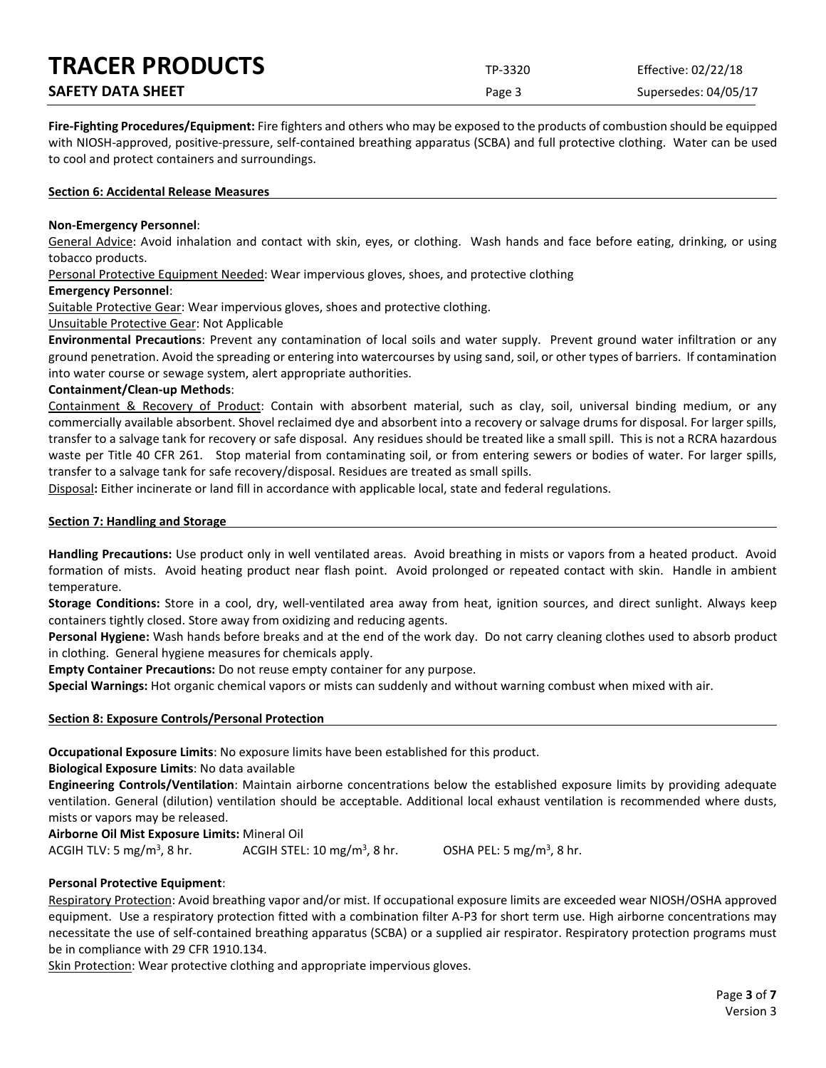**Fire-Fighting Procedures/Equipment:** Fire fighters and others who may be exposed to the products of combustion should be equipped with NIOSH-approved, positive-pressure, self-contained breathing apparatus (SCBA) and full protective clothing. Water can be used to cool and protect containers and surroundings.

## Section 6: Accidental Release Measures

**Non-Emergency Personnel**:

General Advice: Avoid inhalation and contact with skin, eyes, or clothing. Wash hands and face before eating, drinking, or using tobacco products.

Personal Protective Equipment Needed: Wear impervious gloves, shoes, and protective clothing

**Emergency Personnel**:

Suitable Protective Gear: Wear impervious gloves, shoes and protective clothing.

Unsuitable Protective Gear: Not Applicable

**Environmental Precautions**: Prevent any contamination of local soils and water supply. Prevent ground water infiltration or any ground penetration. Avoid the spreading or entering into watercourses by using sand, soil, or other types of barriers. If contamination into water course or sewage system, alert appropriate authorities.

**Containment/Clean-up Methods**:

Containment & Recovery of Product: Contain with absorbent material, such as clay, soil, universal binding medium, or any commercially available absorbent. Shovel reclaimed dye and absorbent into a recovery or salvage drums for disposal. For larger spills, transfer to a salvage tank for recovery or safe disposal. Any residues should be treated like a small spill. This is not a RCRA hazardous waste per Title 40 CFR 261. Stop material from contaminating soil, or from entering sewers or bodies of water. For larger spills, transfer to a salvage tank for safe recovery/disposal. Residues are treated as small spills.

Disposal**:** Either incinerate or land fill in accordance with applicable local, state and federal regulations.

## Section 7: Handling and Storage

**Handling Precautions:** Use product only in well ventilated areas. Avoid breathing in mists or vapors from a heated product. Avoid formation of mists. Avoid heating product near flash point. Avoid prolonged or repeated contact with skin. Handle in ambient temperature.

**Storage Conditions:** Store in a cool, dry, well-ventilated area away from heat, ignition sources, and direct sunlight. Always keep containers tightly closed. Store away from oxidizing and reducing agents.

**Personal Hygiene:** Wash hands before breaks and at the end of the work day. Do not carry cleaning clothes used to absorb product in clothing. General hygiene measures for chemicals apply.

**Empty Container Precautions:** Do not reuse empty container for any purpose.

**Special Warnings:** Hot organic chemical vapors or mists can suddenly and without warning combust when mixed with air.

## Section 8: Exposure Controls/Personal Protection

**Occupational Exposure Limits**: No exposure limits have been established for this product.

**Biological Exposure Limits**: No data available

**Engineering Controls/Ventilation**: Maintain airborne concentrations below the established exposure limits by providing adequate ventilation. General (dilution) ventilation should be acceptable. Additional local exhaust ventilation is recommended where dusts, mists or vapors may be released.

**Airborne Oil Mist Exposure Limits:** Mineral Oil

ACGIH TLV: 5 mg/m$^3$, 8 hr. ACGIH STEL: 10 mg/m$^3$, 8 hr. OSHA PEL: 5 mg/m$^3$, 8 hr.

**Personal Protective Equipment**:

Respiratory Protection: Avoid breathing vapor and/or mist. If occupational exposure limits are exceeded wear NIOSH/OSHA approved equipment. Use a respiratory protection fitted with a combination filter A-P3 for short term use. High airborne concentrations may necessitate the use of self-contained breathing apparatus (SCBA) or a supplied air respirator. Respiratory protection programs must be in compliance with 29 CFR 1910.134.

Skin Protection: Wear protective clothing and appropriate impervious gloves.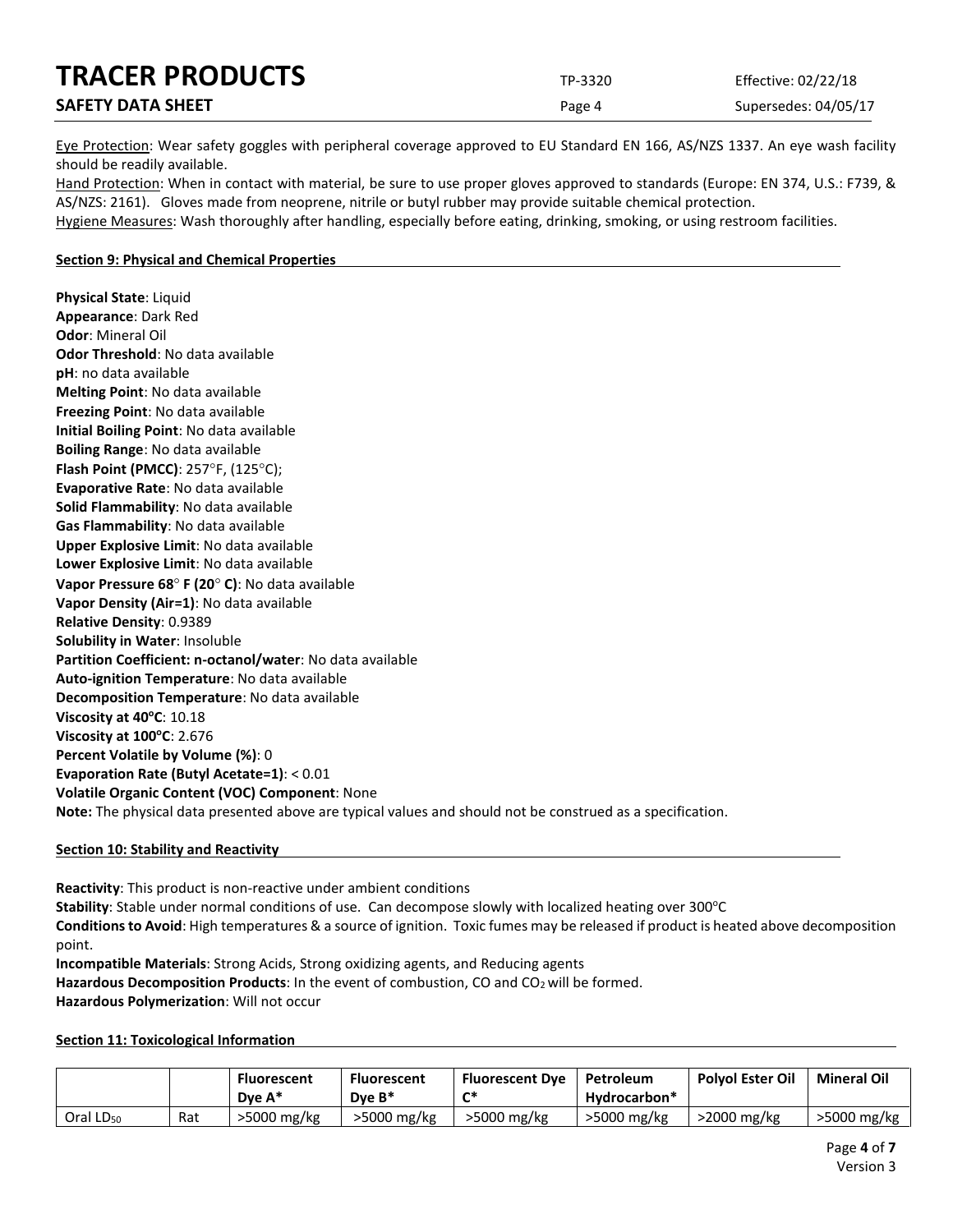Eye Protection: Wear safety goggles with peripheral coverage approved to EU Standard EN 166, AS/NZS 1337. An eye wash facility should be readily available.
Hand Protection: When in contact with material, be sure to use proper gloves approved to standards (Europe: EN 374, U.S.: F739, & AS/NZS: 2161). Gloves made from neoprene, nitrile or butyl rubber may provide suitable chemical protection.
Hygiene Measures: Wash thoroughly after handling, especially before eating, drinking, smoking, or using restroom facilities.

## Section 9: Physical and Chemical Properties

**Physical State**: Liquid
**Appearance**: Dark Red
**Odor**: Mineral Oil
**Odor Threshold**: No data available
**pH**: no data available
**Melting Point**: No data available
**Freezing Point**: No data available
**Initial Boiling Point**: No data available
**Boiling Range**: No data available
**Flash Point (PMCC)**: 257°F, (125°C);
**Evaporative Rate**: No data available
**Solid Flammability**: No data available
**Gas Flammability**: No data available
**Upper Explosive Limit**: No data available
**Lower Explosive Limit**: No data available
**Vapor Pressure 68° F (20° C)**: No data available
**Vapor Density (Air=1)**: No data available
**Relative Density**: 0.9389
**Solubility in Water**: Insoluble
**Partition Coefficient: n-octanol/water**: No data available
**Auto-ignition Temperature**: No data available
**Decomposition Temperature**: No data available
**Viscosity at 40°C**: 10.18
**Viscosity at 100°C**: 2.676
**Percent Volatile by Volume (%)**: 0
**Evaporation Rate (Butyl Acetate=1)**: < 0.01
**Volatile Organic Content (VOC) Component**: None
**Note:** The physical data presented above are typical values and should not be construed as a specification.

## Section 10: Stability and Reactivity

**Reactivity**: This product is non-reactive under ambient conditions
**Stability**: Stable under normal conditions of use. Can decompose slowly with localized heating over 300°C
**Conditions to Avoid**: High temperatures & a source of ignition. Toxic fumes may be released if product is heated above decomposition point.
**Incompatible Materials**: Strong Acids, Strong oxidizing agents, and Reducing agents
**Hazardous Decomposition Products**: In the event of combustion, CO and $CO_2$ will be formed.
**Hazardous Polymerization**: Will not occur

## Section 11: Toxicological Information

| | | Fluorescent Dye A* | Fluorescent Dye B* | Fluorescent Dye C* | Petroleum Hydrocarbon* | Polyol Ester Oil | Mineral Oil |
|---|---|---|---|---|---|---|---|
| Oral $LD_{50}$ | Rat | >5000 mg/kg | >5000 mg/kg | >5000 mg/kg | >5000 mg/kg | >2000 mg/kg | >5000 mg/kg |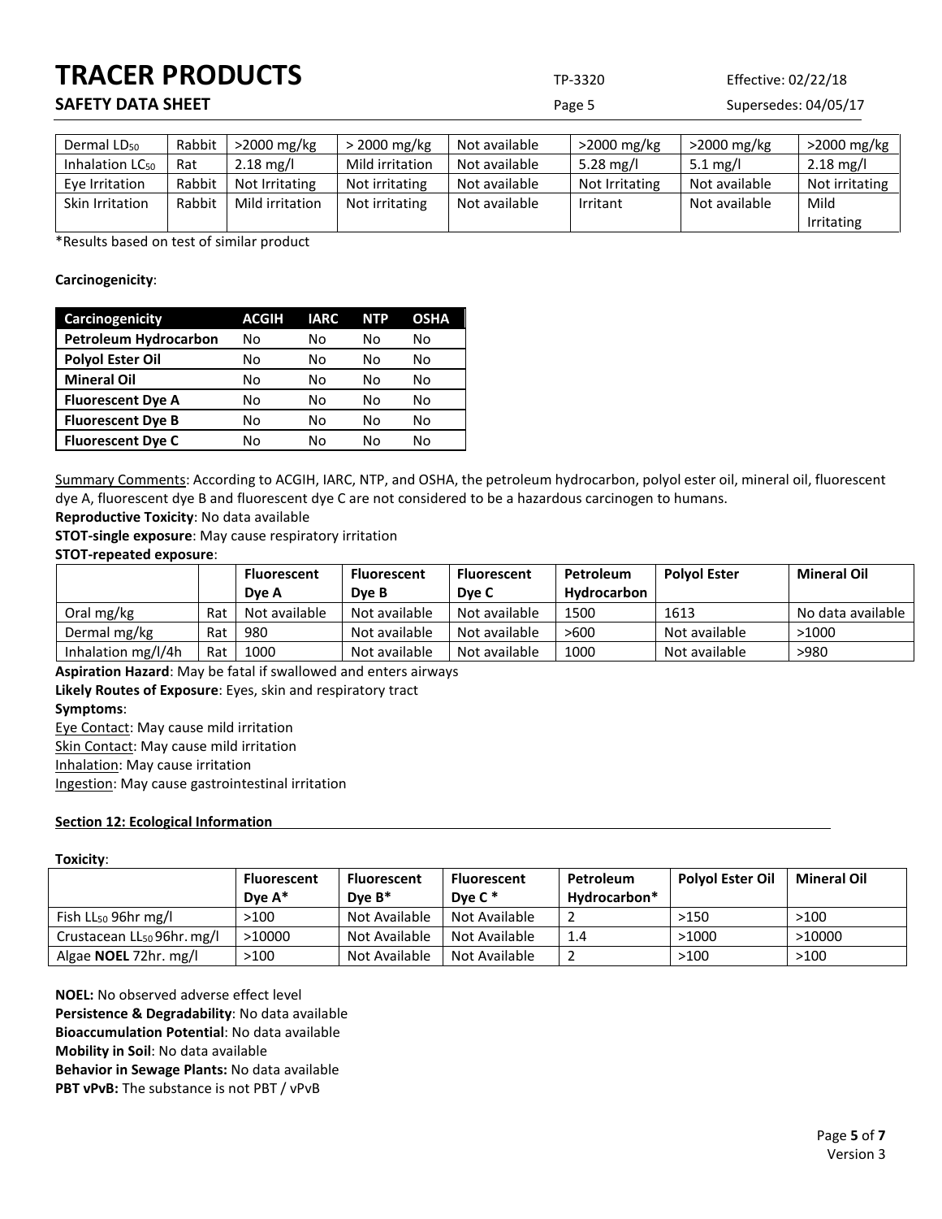| Dermal $LD_{50}$ | Rabbit | >2000 mg/kg | > 2000 mg/kg | Not available | >2000 mg/kg | >2000 mg/kg | >2000 mg/kg |
|---|---|---|---|---|---|---|---|
| Inhalation $LC_{50}$ | Rat | 2.18 mg/l | Mild irritation | Not available | 5.28 mg/l | 5.1 mg/l | 2.18 mg/l |
| Eye Irritation | Rabbit | Not Irritating | Not irritating | Not available | Not Irritating | Not available | Not irritating |
| Skin Irritation | Rabbit | Mild irritation | Not irritating | Not available | Irritant | Not available | Mild Irritating |

*Results based on test of similar product

**Carcinogenicity**:

| Carcinogenicity | ACGIH | IARC | NTP | OSHA |
|---|---|---|---|---|
| **Petroleum Hydrocarbon** | No | No | No | No |
| **Polyol Ester Oil** | No | No | No | No |
| **Mineral Oil** | No | No | No | No |
| **Fluorescent Dye A** | No | No | No | No |
| **Fluorescent Dye B** | No | No | No | No |
| **Fluorescent Dye C** | No | No | No | No |

Summary Comments: According to ACGIH, IARC, NTP, and OSHA, the petroleum hydrocarbon, polyol ester oil, mineral oil, fluorescent dye A, fluorescent dye B and fluorescent dye C are not considered to be a hazardous carcinogen to humans.

**Reproductive Toxicity**: No data available

**STOT-single exposure**: May cause respiratory irritation

**STOT-repeated exposure**:

| | | Fluorescent Dye A | Fluorescent Dye B | Fluorescent Dye C | Petroleum Hydrocarbon | Polyol Ester | Mineral Oil |
|---|---|---|---|---|---|---|---|
| Oral mg/kg | Rat | Not available | Not available | Not available | 1500 | 1613 | No data available |
| Dermal mg/kg | Rat | 980 | Not available | Not available | >600 | Not available | >1000 |
| Inhalation mg/l/4h | Rat | 1000 | Not available | Not available | 1000 | Not available | >980 |

**Aspiration Hazard**: May be fatal if swallowed and enters airways

**Likely Routes of Exposure**: Eyes, skin and respiratory tract

**Symptoms**:

Eye Contact: May cause mild irritation

Skin Contact: May cause mild irritation

Inhalation: May cause irritation

Ingestion: May cause gastrointestinal irritation

## Section 12: Ecological Information

**Toxicity**:

| | Fluorescent Dye A* | Fluorescent Dye B* | Fluorescent Dye C * | Petroleum Hydrocarbon* | Polyol Ester Oil | Mineral Oil |
|---|---|---|---|---|---|---|
| Fish $LL_{50}$ 96hr mg/l | >100 | Not Available | Not Available | 2 | >150 | >100 |
| Crustacean $LL_{50}$ 96hr. mg/l | >10000 | Not Available | Not Available | 1.4 | >1000 | >10000 |
| Algae **NOEL** 72hr. mg/l | >100 | Not Available | Not Available | 2 | >100 | >100 |

**NOEL:** No observed adverse effect level

**Persistence & Degradability**: No data available

**Bioaccumulation Potential**: No data available

**Mobility in Soil**: No data available

**Behavior in Sewage Plants:** No data available

**PBT vPvB:** The substance is not PBT / vPvB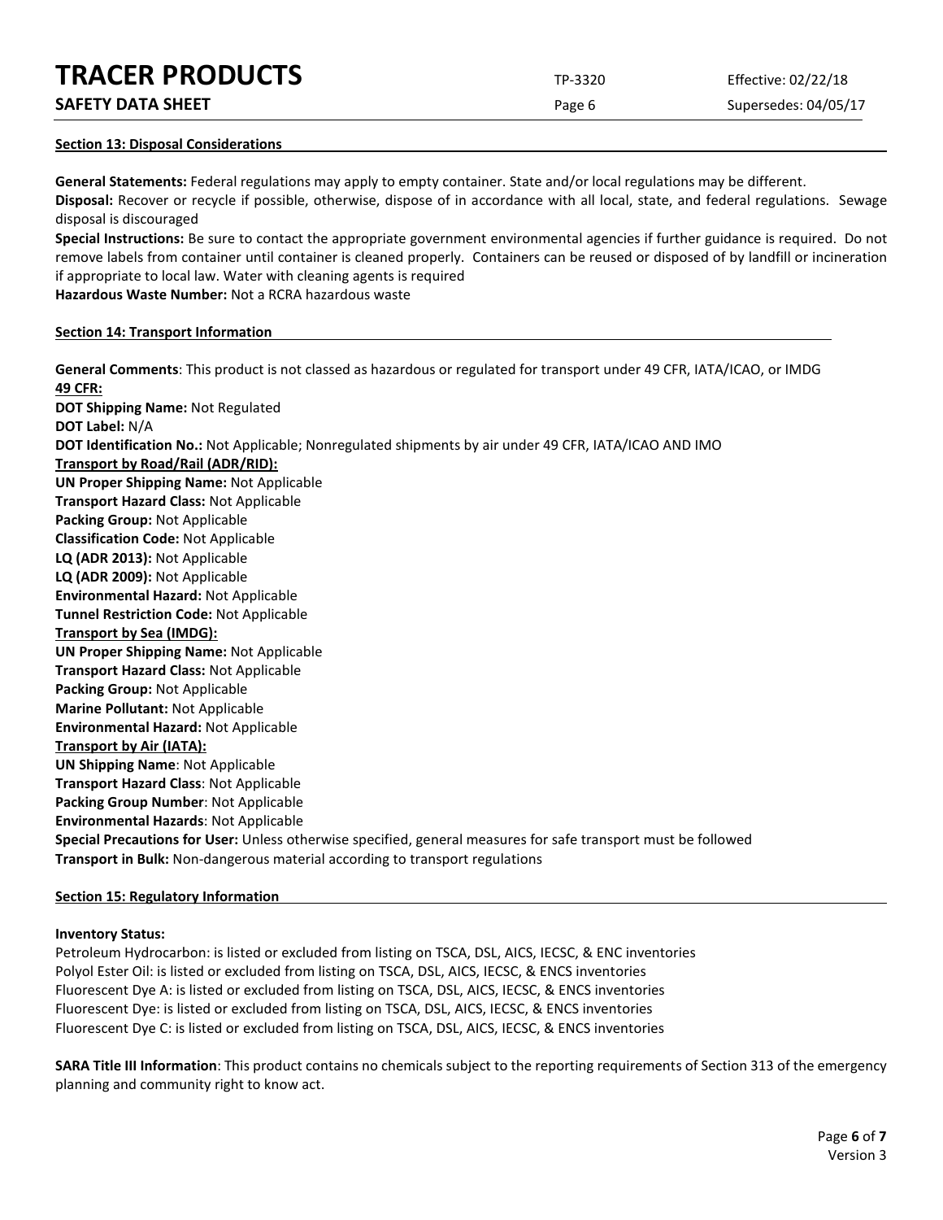## Section 13: Disposal Considerations

**General Statements:** Federal regulations may apply to empty container. State and/or local regulations may be different.
**Disposal:** Recover or recycle if possible, otherwise, dispose of in accordance with all local, state, and federal regulations. Sewage disposal is discouraged
**Special Instructions:** Be sure to contact the appropriate government environmental agencies if further guidance is required. Do not remove labels from container until container is cleaned properly. Containers can be reused or disposed of by landfill or incineration if appropriate to local law. Water with cleaning agents is required
**Hazardous Waste Number:** Not a RCRA hazardous waste

## Section 14: Transport Information

**General Comments**: This product is not classed as hazardous or regulated for transport under 49 CFR, IATA/ICAO, or IMDG

**49 CFR:**
**DOT Shipping Name:** Not Regulated
**DOT Label:** N/A
**DOT Identification No.:** Not Applicable; Nonregulated shipments by air under 49 CFR, IATA/ICAO AND IMO

**Transport by Road/Rail (ADR/RID):**
**UN Proper Shipping Name:** Not Applicable
**Transport Hazard Class:** Not Applicable
**Packing Group:** Not Applicable
**Classification Code:** Not Applicable
**LQ (ADR 2013):** Not Applicable
**LQ (ADR 2009):** Not Applicable
**Environmental Hazard:** Not Applicable
**Tunnel Restriction Code:** Not Applicable

**Transport by Sea (IMDG):**
**UN Proper Shipping Name:** Not Applicable
**Transport Hazard Class:** Not Applicable
**Packing Group:** Not Applicable
**Marine Pollutant:** Not Applicable
**Environmental Hazard:** Not Applicable

**Transport by Air (IATA):**
**UN Shipping Name**: Not Applicable
**Transport Hazard Class**: Not Applicable
**Packing Group Number**: Not Applicable
**Environmental Hazards**: Not Applicable
**Special Precautions for User:** Unless otherwise specified, general measures for safe transport must be followed
**Transport in Bulk:** Non-dangerous material according to transport regulations

## Section 15: Regulatory Information

**Inventory Status:**
Petroleum Hydrocarbon: is listed or excluded from listing on TSCA, DSL, AICS, IECSC, & ENC inventories
Polyol Ester Oil: is listed or excluded from listing on TSCA, DSL, AICS, IECSC, & ENCS inventories
Fluorescent Dye A: is listed or excluded from listing on TSCA, DSL, AICS, IECSC, & ENCS inventories
Fluorescent Dye: is listed or excluded from listing on TSCA, DSL, AICS, IECSC, & ENCS inventories
Fluorescent Dye C: is listed or excluded from listing on TSCA, DSL, AICS, IECSC, & ENCS inventories

**SARA Title III Information**: This product contains no chemicals subject to the reporting requirements of Section 313 of the emergency planning and community right to know act.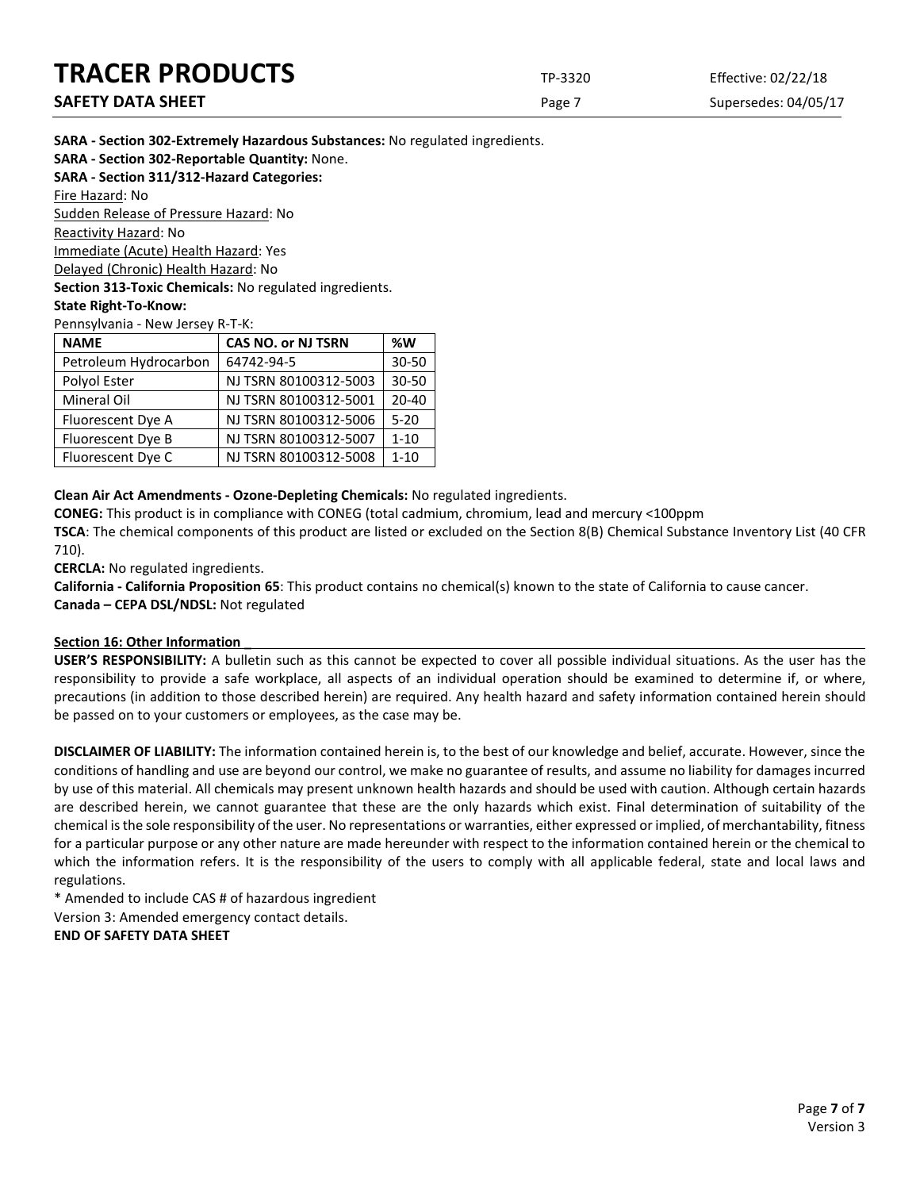**SARA - Section 302-Extremely Hazardous Substances:** No regulated ingredients.
**SARA - Section 302-Reportable Quantity:** None.
**SARA - Section 311/312-Hazard Categories:**
Fire Hazard: No
Sudden Release of Pressure Hazard: No
Reactivity Hazard: No
Immediate (Acute) Health Hazard: Yes
Delayed (Chronic) Health Hazard: No
**Section 313-Toxic Chemicals:** No regulated ingredients.
**State Right-To-Know:**
Pennsylvania - New Jersey R-T-K:

| NAME | CAS NO. or NJ TSRN | %W |
|---|---|---|
| Petroleum Hydrocarbon | 64742-94-5 | 30-50 |
| Polyol Ester | NJ TSRN 80100312-5003 | 30-50 |
| Mineral Oil | NJ TSRN 80100312-5001 | 20-40 |
| Fluorescent Dye A | NJ TSRN 80100312-5006 | 5-20 |
| Fluorescent Dye B | NJ TSRN 80100312-5007 | 1-10 |
| Fluorescent Dye C | NJ TSRN 80100312-5008 | 1-10 |

**Clean Air Act Amendments - Ozone-Depleting Chemicals:** No regulated ingredients.
**CONEG:** This product is in compliance with CONEG (total cadmium, chromium, lead and mercury <100ppm
**TSCA**: The chemical components of this product are listed or excluded on the Section 8(B) Chemical Substance Inventory List (40 CFR 710).
**CERCLA:** No regulated ingredients.
**California - California Proposition 65**: This product contains no chemical(s) known to the state of California to cause cancer.
**Canada – CEPA DSL/NDSL:** Not regulated

## Section 16: Other Information

**USER'S RESPONSIBILITY:** A bulletin such as this cannot be expected to cover all possible individual situations. As the user has the responsibility to provide a safe workplace, all aspects of an individual operation should be examined to determine if, or where, precautions (in addition to those described herein) are required. Any health hazard and safety information contained herein should be passed on to your customers or employees, as the case may be.

**DISCLAIMER OF LIABILITY:** The information contained herein is, to the best of our knowledge and belief, accurate. However, since the conditions of handling and use are beyond our control, we make no guarantee of results, and assume no liability for damages incurred by use of this material. All chemicals may present unknown health hazards and should be used with caution. Although certain hazards are described herein, we cannot guarantee that these are the only hazards which exist. Final determination of suitability of the chemical is the sole responsibility of the user. No representations or warranties, either expressed or implied, of merchantability, fitness for a particular purpose or any other nature are made hereunder with respect to the information contained herein or the chemical to which the information refers. It is the responsibility of the users to comply with all applicable federal, state and local laws and regulations.

* Amended to include CAS # of hazardous ingredient
Version 3: Amended emergency contact details.
**END OF SAFETY DATA SHEET**